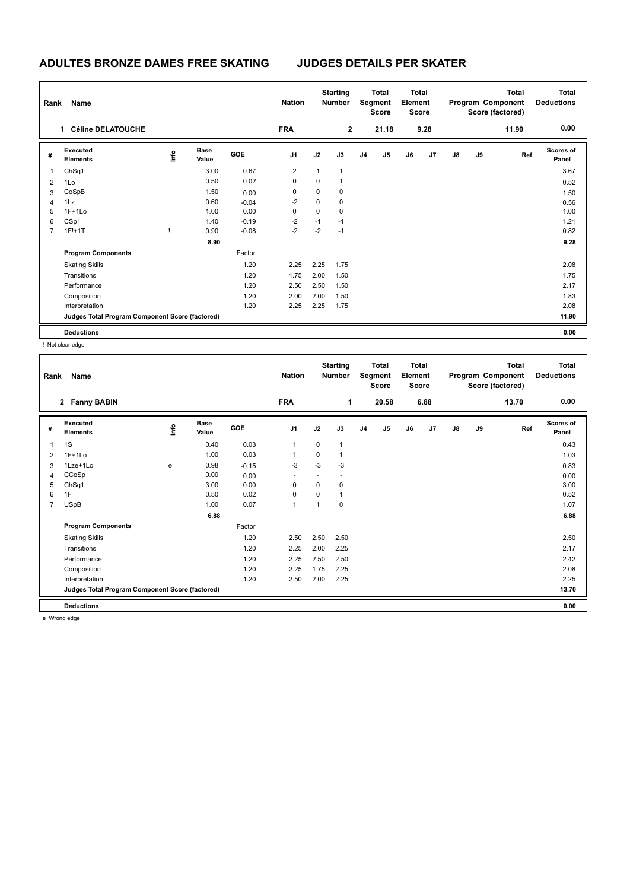# ADULTES BRONZE DAMES FREE SKATING JUDGES DETAILS PER SKATER

| Rank | Name | Nation | Starting Number | Total Segment Score | Total Element Score | Total Program Component Score (factored) | Total Deductions |
|---|---|---|---|---|---|---|---|
| 1 | Céline DELATOUCHE | FRA | 2 | 21.18 | 9.28 | 11.90 | 0.00 |

| # | Executed Elements | Info | Base Value | GOE | J1 | J2 | J3 | J4 | J5 | J6 | J7 | J8 | J9 | Ref | Scores of Panel |
|---|---|---|---|---|---|---|---|---|---|---|---|---|---|---|---|
| 1 | ChSq1 | | 3.00 | 0.67 | 2 | 1 | 1 | | | | | | | | 3.67 |
| 2 | 1Lo | | 0.50 | 0.02 | 0 | 0 | 1 | | | | | | | | 0.52 |
| 3 | CoSpB | | 1.50 | 0.00 | 0 | 0 | 0 | | | | | | | | 1.50 |
| 4 | 1Lz | | 0.60 | -0.04 | -2 | 0 | 0 | | | | | | | | 0.56 |
| 5 | 1F+1Lo | | 1.00 | 0.00 | 0 | 0 | 0 | | | | | | | | 1.00 |
| 6 | CSp1 | | 1.40 | -0.19 | -2 | -1 | -1 | | | | | | | | 1.21 |
| 7 | 1F!+1T | ! | 0.90 | -0.08 | -2 | -2 | -1 | | | | | | | | 0.82 |
| | | | 8.90 | | | | | | | | | | | | 9.28 |
| | **Program Components** | | | Factor | | | | | | | | | | | |
| | Skating Skills | | | 1.20 | 2.25 | 2.25 | 1.75 | | | | | | | | 2.08 |
| | Transitions | | | 1.20 | 1.75 | 2.00 | 1.50 | | | | | | | | 1.75 |
| | Performance | | | 1.20 | 2.50 | 2.50 | 1.50 | | | | | | | | 2.17 |
| | Composition | | | 1.20 | 2.00 | 2.00 | 1.50 | | | | | | | | 1.83 |
| | Interpretation | | | 1.20 | 2.25 | 2.25 | 1.75 | | | | | | | | 2.08 |
| | **Judges Total Program Component Score (factored)** | | | | | | | | | | | | | | 11.90 |
| | **Deductions** | | | | | | | | | | | | | | 0.00 |

! Not clear edge

| Rank | Name | Nation | Starting Number | Total Segment Score | Total Element Score | Total Program Component Score (factored) | Total Deductions |
|---|---|---|---|---|---|---|---|
| 2 | Fanny BABIN | FRA | 1 | 20.58 | 6.88 | 13.70 | 0.00 |

| # | Executed Elements | Info | Base Value | GOE | J1 | J2 | J3 | J4 | J5 | J6 | J7 | J8 | J9 | Ref | Scores of Panel |
|---|---|---|---|---|---|---|---|---|---|---|---|---|---|---|---|
| 1 | 1S | | 0.40 | 0.03 | 1 | 0 | 1 | | | | | | | | 0.43 |
| 2 | 1F+1Lo | | 1.00 | 0.03 | 1 | 0 | 1 | | | | | | | | 1.03 |
| 3 | 1Lze+1Lo | e | 0.98 | -0.15 | -3 | -3 | -3 | | | | | | | | 0.83 |
| 4 | CCoSp | | 0.00 | 0.00 | - | - | - | | | | | | | | 0.00 |
| 5 | ChSq1 | | 3.00 | 0.00 | 0 | 0 | 0 | | | | | | | | 3.00 |
| 6 | 1F | | 0.50 | 0.02 | 0 | 0 | 1 | | | | | | | | 0.52 |
| 7 | USpB | | 1.00 | 0.07 | 1 | 1 | 0 | | | | | | | | 1.07 |
| | | | 6.88 | | | | | | | | | | | | 6.88 |
| | **Program Components** | | | Factor | | | | | | | | | | | |
| | Skating Skills | | | 1.20 | 2.50 | 2.50 | 2.50 | | | | | | | | 2.50 |
| | Transitions | | | 1.20 | 2.25 | 2.00 | 2.25 | | | | | | | | 2.17 |
| | Performance | | | 1.20 | 2.25 | 2.50 | 2.50 | | | | | | | | 2.42 |
| | Composition | | | 1.20 | 2.25 | 1.75 | 2.25 | | | | | | | | 2.08 |
| | Interpretation | | | 1.20 | 2.50 | 2.00 | 2.25 | | | | | | | | 2.25 |
| | **Judges Total Program Component Score (factored)** | | | | | | | | | | | | | | 13.70 |
| | **Deductions** | | | | | | | | | | | | | | 0.00 |

e Wrong edge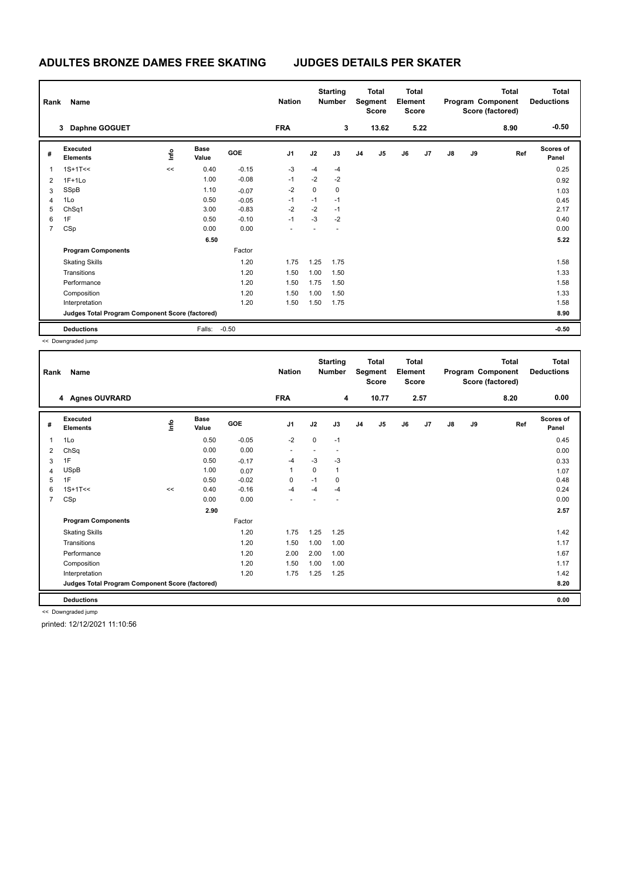# ADULTES BRONZE DAMES FREE SKATING JUDGES DETAILS PER SKATER

| Rank | Name | Nation | Starting Number | Total Segment Score | Total Element Score | Total Program Component Score (factored) | Total Deductions |
|---|---|---|---|---|---|---|---|
| 3 | Daphne GOGUET | FRA | 3 | 13.62 | 5.22 | 8.90 | -0.50 |

| # | Executed Elements | Info | Base Value | GOE | J1 | J2 | J3 | J4 | J5 | J6 | J7 | J8 | J9 | Ref | Scores of Panel |
|---|---|---|---|---|---|---|---|---|---|---|---|---|---|---|---|
| 1 | 1S+1T<< | << | 0.40 | -0.15 | -3 | -4 | -4 | | | | | | | | 0.25 |
| 2 | 1F+1Lo | | 1.00 | -0.08 | -1 | -2 | -2 | | | | | | | | 0.92 |
| 3 | SSpB | | 1.10 | -0.07 | -2 | 0 | 0 | | | | | | | | 1.03 |
| 4 | 1Lo | | 0.50 | -0.05 | -1 | -1 | -1 | | | | | | | | 0.45 |
| 5 | ChSq1 | | 3.00 | -0.83 | -2 | -2 | -1 | | | | | | | | 2.17 |
| 6 | 1F | | 0.50 | -0.10 | -1 | -3 | -2 | | | | | | | | 0.40 |
| 7 | CSp | | 0.00 | 0.00 | - | - | - | | | | | | | | 0.00 |
| | | | 6.50 | | | | | | | | | | | | 5.22 |
| | **Program Components** | | | Factor | | | | | | | | | | | |
| | Skating Skills | | | 1.20 | 1.75 | 1.25 | 1.75 | | | | | | | | 1.58 |
| | Transitions | | | 1.20 | 1.50 | 1.00 | 1.50 | | | | | | | | 1.33 |
| | Performance | | | 1.20 | 1.50 | 1.75 | 1.50 | | | | | | | | 1.58 |
| | Composition | | | 1.20 | 1.50 | 1.00 | 1.50 | | | | | | | | 1.33 |
| | Interpretation | | | 1.20 | 1.50 | 1.50 | 1.75 | | | | | | | | 1.58 |
| | **Judges Total Program Component Score (factored)** | | | | | | | | | | | | | | 8.90 |
| | **Deductions** | | Falls: | -0.50 | | | | | | | | | | | -0.50 |

<< Downgraded jump

| Rank | Name | Nation | Starting Number | Total Segment Score | Total Element Score | Total Program Component Score (factored) | Total Deductions |
|---|---|---|---|---|---|---|---|
| 4 | Agnes OUVRARD | FRA | 4 | 10.77 | 2.57 | 8.20 | 0.00 |

| # | Executed Elements | Info | Base Value | GOE | J1 | J2 | J3 | J4 | J5 | J6 | J7 | J8 | J9 | Ref | Scores of Panel |
|---|---|---|---|---|---|---|---|---|---|---|---|---|---|---|---|
| 1 | 1Lo | | 0.50 | -0.05 | -2 | 0 | -1 | | | | | | | | 0.45 |
| 2 | ChSq | | 0.00 | 0.00 | - | - | - | | | | | | | | 0.00 |
| 3 | 1F | | 0.50 | -0.17 | -4 | -3 | -3 | | | | | | | | 0.33 |
| 4 | USpB | | 1.00 | 0.07 | 1 | 0 | 1 | | | | | | | | 1.07 |
| 5 | 1F | | 0.50 | -0.02 | 0 | -1 | 0 | | | | | | | | 0.48 |
| 6 | 1S+1T<< | << | 0.40 | -0.16 | -4 | -4 | -4 | | | | | | | | 0.24 |
| 7 | CSp | | 0.00 | 0.00 | - | - | - | | | | | | | | 0.00 |
| | | | 2.90 | | | | | | | | | | | | 2.57 |
| | **Program Components** | | | Factor | | | | | | | | | | | |
| | Skating Skills | | | 1.20 | 1.75 | 1.25 | 1.25 | | | | | | | | 1.42 |
| | Transitions | | | 1.20 | 1.50 | 1.00 | 1.00 | | | | | | | | 1.17 |
| | Performance | | | 1.20 | 2.00 | 2.00 | 1.00 | | | | | | | | 1.67 |
| | Composition | | | 1.20 | 1.50 | 1.00 | 1.00 | | | | | | | | 1.17 |
| | Interpretation | | | 1.20 | 1.75 | 1.25 | 1.25 | | | | | | | | 1.42 |
| | **Judges Total Program Component Score (factored)** | | | | | | | | | | | | | | 8.20 |
| | **Deductions** | | | | | | | | | | | | | | 0.00 |

<< Downgraded jump

printed: 12/12/2021 11:10:56